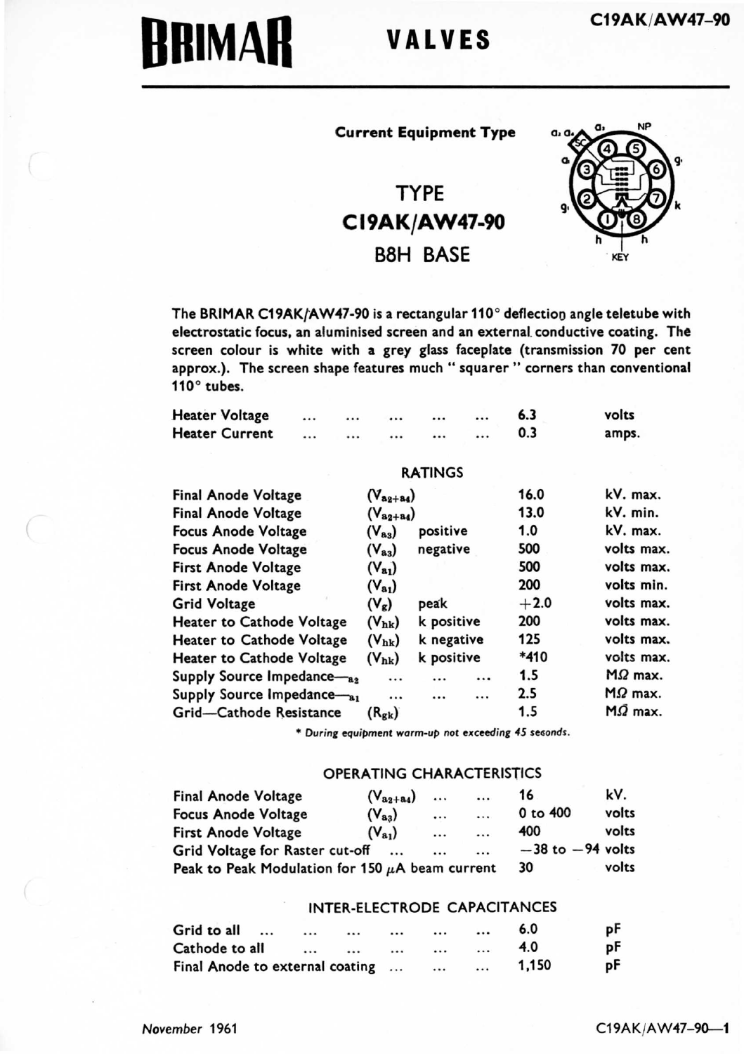# BRIMAR VALVES

**Current Equipment Type**

## TYPE
## C19AK/AW47-90
## B8H BASE

The BRIMAR C19AK/AW47-90 is a rectangular 110° deflection angle teletube with electrostatic focus, an aluminised screen and an external conductive coating. The screen colour is white with a grey glass faceplate (transmission 70 per cent approx.). The screen shape features much " squarer " corners than conventional 110° tubes.

| | | |
|---|---|---|
| Heater Voltage | 6.3 | volts |
| Heater Current | 0.3 | amps. |

### RATINGS

| | | | | |
|---|---|---|---|---|
| Final Anode Voltage | $(V_{a2+a4})$ | | 16.0 | kV. max. |
| Final Anode Voltage | $(V_{a2+a4})$ | | 13.0 | kV. min. |
| Focus Anode Voltage | $(V_{a3})$ | positive | 1.0 | kV. max. |
| Focus Anode Voltage | $(V_{a3})$ | negative | 500 | volts max. |
| First Anode Voltage | $(V_{a1})$ | | 500 | volts max. |
| First Anode Voltage | $(V_{a1})$ | | 200 | volts min. |
| Grid Voltage | $(V_{g})$ | peak | +2.0 | volts max. |
| Heater to Cathode Voltage | $(V_{hk})$ | k positive | 200 | volts max. |
| Heater to Cathode Voltage | $(V_{hk})$ | k negative | 125 | volts max. |
| Heater to Cathode Voltage | $(V_{hk})$ | k positive | *410 | volts max. |
| Supply Source Impedance—$_{a2}$ | | | 1.5 | MΩ max. |
| Supply Source Impedance—$_{a1}$ | | | 2.5 | MΩ max. |
| Grid—Cathode Resistance | $(R_{gk})$ | | 1.5 | MΩ max. |

*\* During equipment warm-up not exceeding 45 seconds.*

### OPERATING CHARACTERISTICS

| | | | |
|---|---|---|---|
| Final Anode Voltage | $(V_{a2+a4})$ | 16 | kV. |
| Focus Anode Voltage | $(V_{a3})$ | 0 to 400 | volts |
| First Anode Voltage | $(V_{a1})$ | 400 | volts |
| Grid Voltage for Raster cut-off | | −38 to −94 | volts |
| Peak to Peak Modulation for 150 μA beam current | | 30 | volts |

### INTER-ELECTRODE CAPACITANCES

| | | |
|---|---|---|
| Grid to all | 6.0 | pF |
| Cathode to all | 4.0 | pF |
| Final Anode to external coating | 1,150 | pF |

*November* 1961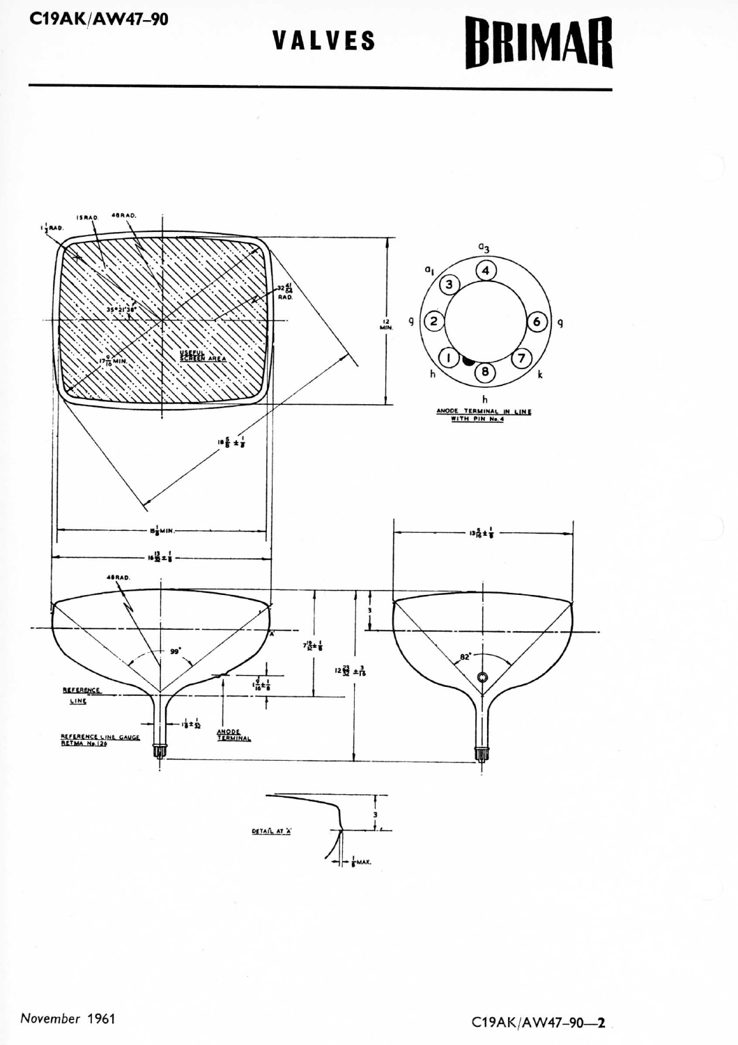1½ RAD.

15 RAD.

48 RAD.

35°21'38"

$17\frac{9}{16}$ MIN.

USEFUL SCREEN AREA

$32\frac{41}{64}$ RAD.

12 MIN.

$18\frac{5}{8} \pm \frac{1}{8}$

$15\frac{1}{8}$ MIN.

$16\frac{13}{32} \pm \frac{1}{8}$

$13\frac{5}{16} \pm \frac{1}{8}$

48 RAD.

99°

'A'

$7\frac{19}{32} \pm \frac{1}{8}$

$12\frac{23}{32} \pm \frac{3}{16}$

3

82°

$1\frac{9}{16} \pm \frac{1}{8}$

REFERENCE LINE

$1\frac{1}{8} \pm \frac{1}{32}$

ANODE TERMINAL

REFERENCE LINE GAUGE RETMA No.126

$a_3$ 4, $a_1$ 3, g 2, g 6, h 1, h 8, k 7

ANODE TERMINAL IN LINE WITH PIN No.4

DETAIL AT 'A'

3

$\frac{1}{8}$ MAX.